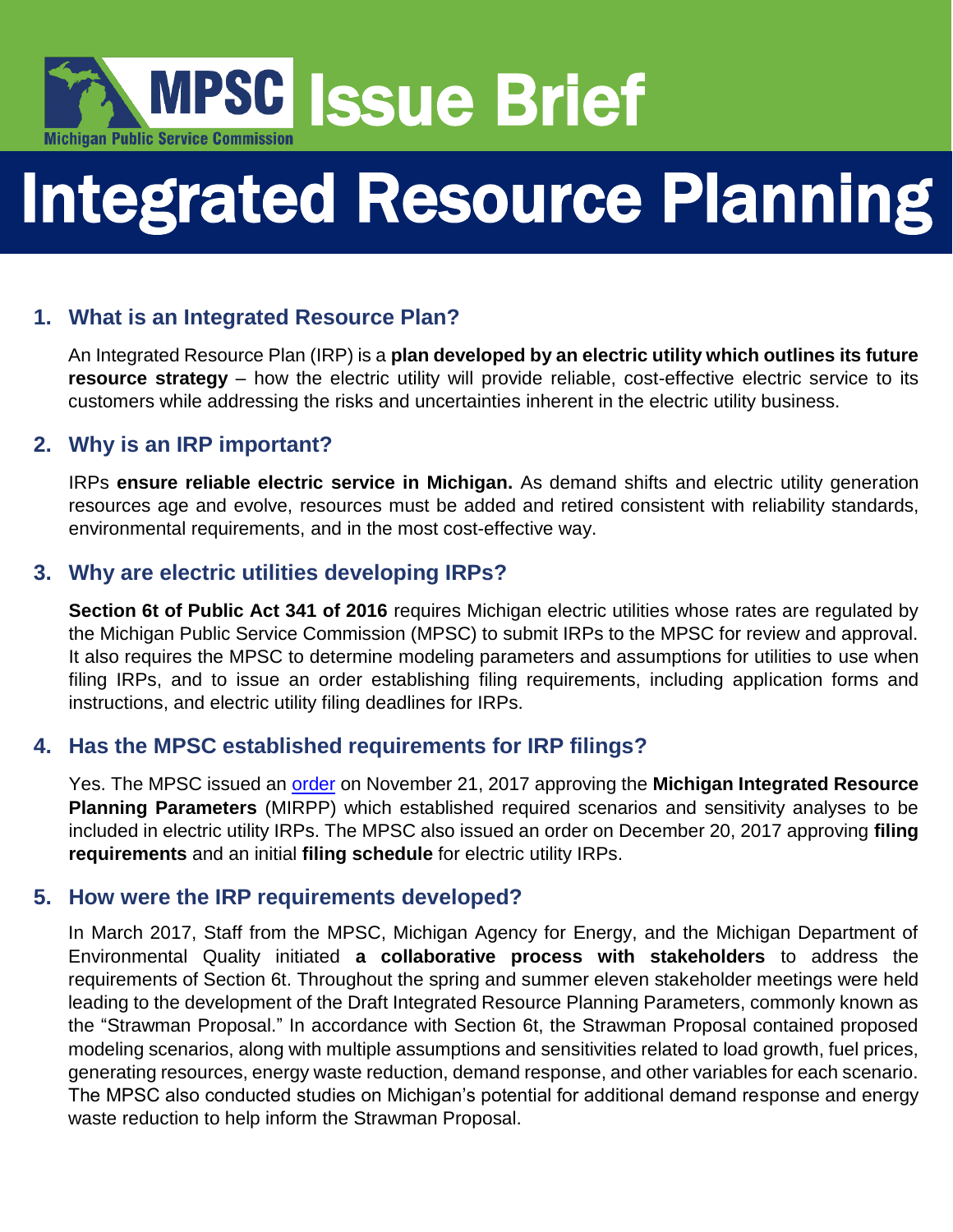**MPSC** Michigan Public Service Commission **Issue Brief**

# Integrated Resource Planning

## 1. What is an Integrated Resource Plan?

An Integrated Resource Plan (IRP) is a **plan developed by an electric utility which outlines its future resource strategy** – how the electric utility will provide reliable, cost-effective electric service to its customers while addressing the risks and uncertainties inherent in the electric utility business.

## 2. Why is an IRP important?

IRPs **ensure reliable electric service in Michigan.** As demand shifts and electric utility generation resources age and evolve, resources must be added and retired consistent with reliability standards, environmental requirements, and in the most cost-effective way.

## 3. Why are electric utilities developing IRPs?

**Section 6t of Public Act 341 of 2016** requires Michigan electric utilities whose rates are regulated by the Michigan Public Service Commission (MPSC) to submit IRPs to the MPSC for review and approval. It also requires the MPSC to determine modeling parameters and assumptions for utilities to use when filing IRPs, and to issue an order establishing filing requirements, including application forms and instructions, and electric utility filing deadlines for IRPs.

## 4. Has the MPSC established requirements for IRP filings?

Yes. The MPSC issued an order on November 21, 2017 approving the **Michigan Integrated Resource Planning Parameters** (MIRPP) which established required scenarios and sensitivity analyses to be included in electric utility IRPs. The MPSC also issued an order on December 20, 2017 approving **filing requirements** and an initial **filing schedule** for electric utility IRPs.

## 5. How were the IRP requirements developed?

In March 2017, Staff from the MPSC, Michigan Agency for Energy, and the Michigan Department of Environmental Quality initiated **a collaborative process with stakeholders** to address the requirements of Section 6t. Throughout the spring and summer eleven stakeholder meetings were held leading to the development of the Draft Integrated Resource Planning Parameters, commonly known as the "Strawman Proposal." In accordance with Section 6t, the Strawman Proposal contained proposed modeling scenarios, along with multiple assumptions and sensitivities related to load growth, fuel prices, generating resources, energy waste reduction, demand response, and other variables for each scenario. The MPSC also conducted studies on Michigan's potential for additional demand response and energy waste reduction to help inform the Strawman Proposal.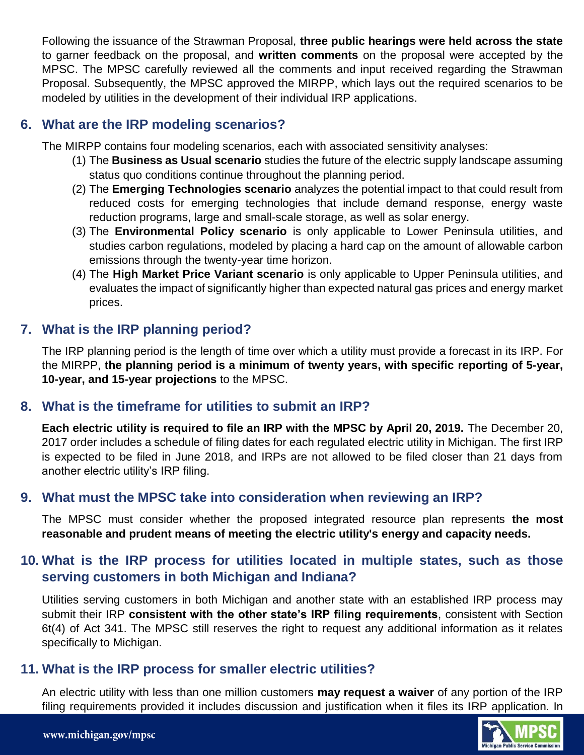Following the issuance of the Strawman Proposal, **three public hearings were held across the state** to garner feedback on the proposal, and **written comments** on the proposal were accepted by the MPSC. The MPSC carefully reviewed all the comments and input received regarding the Strawman Proposal. Subsequently, the MPSC approved the MIRPP, which lays out the required scenarios to be modeled by utilities in the development of their individual IRP applications.

## 6. What are the IRP modeling scenarios?

The MIRPP contains four modeling scenarios, each with associated sensitivity analyses:

(1) The **Business as Usual scenario** studies the future of the electric supply landscape assuming status quo conditions continue throughout the planning period.

(2) The **Emerging Technologies scenario** analyzes the potential impact to that could result from reduced costs for emerging technologies that include demand response, energy waste reduction programs, large and small-scale storage, as well as solar energy.

(3) The **Environmental Policy scenario** is only applicable to Lower Peninsula utilities, and studies carbon regulations, modeled by placing a hard cap on the amount of allowable carbon emissions through the twenty-year time horizon.

(4) The **High Market Price Variant scenario** is only applicable to Upper Peninsula utilities, and evaluates the impact of significantly higher than expected natural gas prices and energy market prices.

## 7. What is the IRP planning period?

The IRP planning period is the length of time over which a utility must provide a forecast in its IRP. For the MIRPP, **the planning period is a minimum of twenty years, with specific reporting of 5-year, 10-year, and 15-year projections** to the MPSC.

## 8. What is the timeframe for utilities to submit an IRP?

**Each electric utility is required to file an IRP with the MPSC by April 20, 2019.** The December 20, 2017 order includes a schedule of filing dates for each regulated electric utility in Michigan. The first IRP is expected to be filed in June 2018, and IRPs are not allowed to be filed closer than 21 days from another electric utility's IRP filing.

## 9. What must the MPSC take into consideration when reviewing an IRP?

The MPSC must consider whether the proposed integrated resource plan represents **the most reasonable and prudent means of meeting the electric utility's energy and capacity needs.**

## 10. What is the IRP process for utilities located in multiple states, such as those serving customers in both Michigan and Indiana?

Utilities serving customers in both Michigan and another state with an established IRP process may submit their IRP **consistent with the other state's IRP filing requirements**, consistent with Section 6t(4) of Act 341. The MPSC still reserves the right to request any additional information as it relates specifically to Michigan.

## 11. What is the IRP process for smaller electric utilities?

An electric utility with less than one million customers **may request a waiver** of any portion of the IRP filing requirements provided it includes discussion and justification when it files its IRP application. In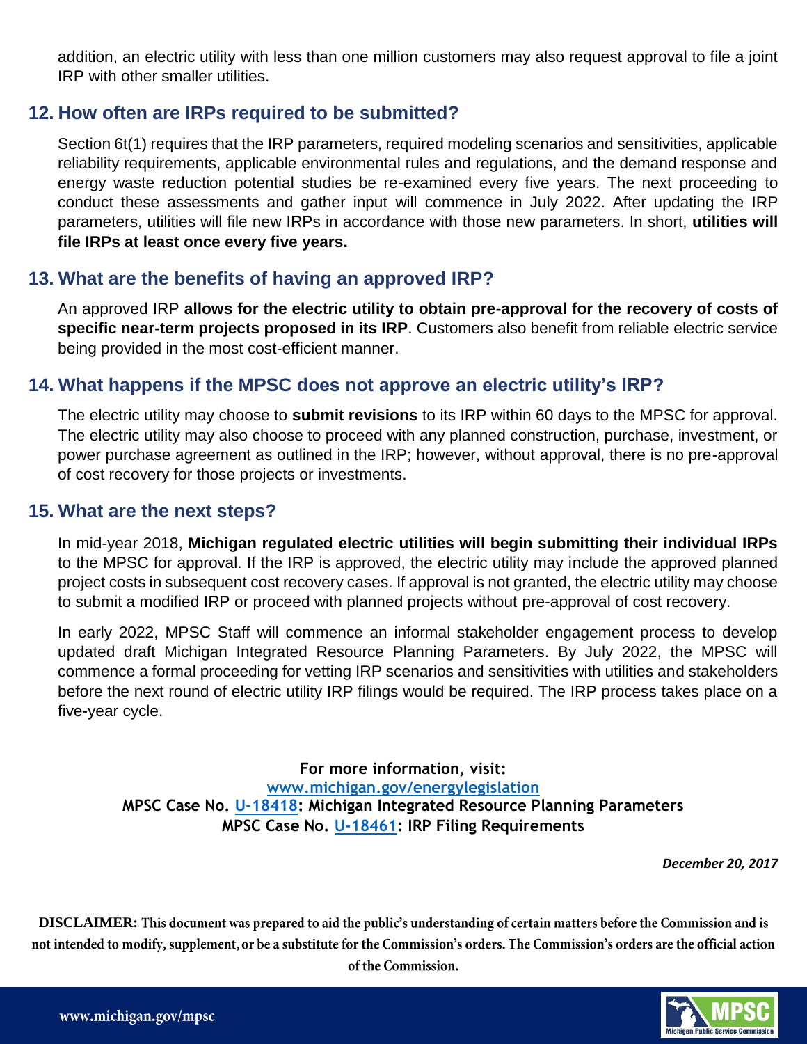addition, an electric utility with less than one million customers may also request approval to file a joint IRP with other smaller utilities.

## 12. How often are IRPs required to be submitted?

Section 6t(1) requires that the IRP parameters, required modeling scenarios and sensitivities, applicable reliability requirements, applicable environmental rules and regulations, and the demand response and energy waste reduction potential studies be re-examined every five years. The next proceeding to conduct these assessments and gather input will commence in July 2022. After updating the IRP parameters, utilities will file new IRPs in accordance with those new parameters. In short, **utilities will file IRPs at least once every five years.**

## 13. What are the benefits of having an approved IRP?

An approved IRP **allows for the electric utility to obtain pre-approval for the recovery of costs of specific near-term projects proposed in its IRP**. Customers also benefit from reliable electric service being provided in the most cost-efficient manner.

## 14. What happens if the MPSC does not approve an electric utility's IRP?

The electric utility may choose to **submit revisions** to its IRP within 60 days to the MPSC for approval. The electric utility may also choose to proceed with any planned construction, purchase, investment, or power purchase agreement as outlined in the IRP; however, without approval, there is no pre-approval of cost recovery for those projects or investments.

## 15. What are the next steps?

In mid-year 2018, **Michigan regulated electric utilities will begin submitting their individual IRPs** to the MPSC for approval. If the IRP is approved, the electric utility may include the approved planned project costs in subsequent cost recovery cases. If approval is not granted, the electric utility may choose to submit a modified IRP or proceed with planned projects without pre-approval of cost recovery.

In early 2022, MPSC Staff will commence an informal stakeholder engagement process to develop updated draft Michigan Integrated Resource Planning Parameters. By July 2022, the MPSC will commence a formal proceeding for vetting IRP scenarios and sensitivities with utilities and stakeholders before the next round of electric utility IRP filings would be required. The IRP process takes place on a five-year cycle.

**For more information, visit:**
**www.michigan.gov/energylegislation**
**MPSC Case No. U-18418: Michigan Integrated Resource Planning Parameters**
**MPSC Case No. U-18461: IRP Filing Requirements**

*December 20, 2017*

**DISCLAIMER: This document was prepared to aid the public's understanding of certain matters before the Commission and is not intended to modify, supplement, or be a substitute for the Commission's orders. The Commission's orders are the official action of the Commission.**